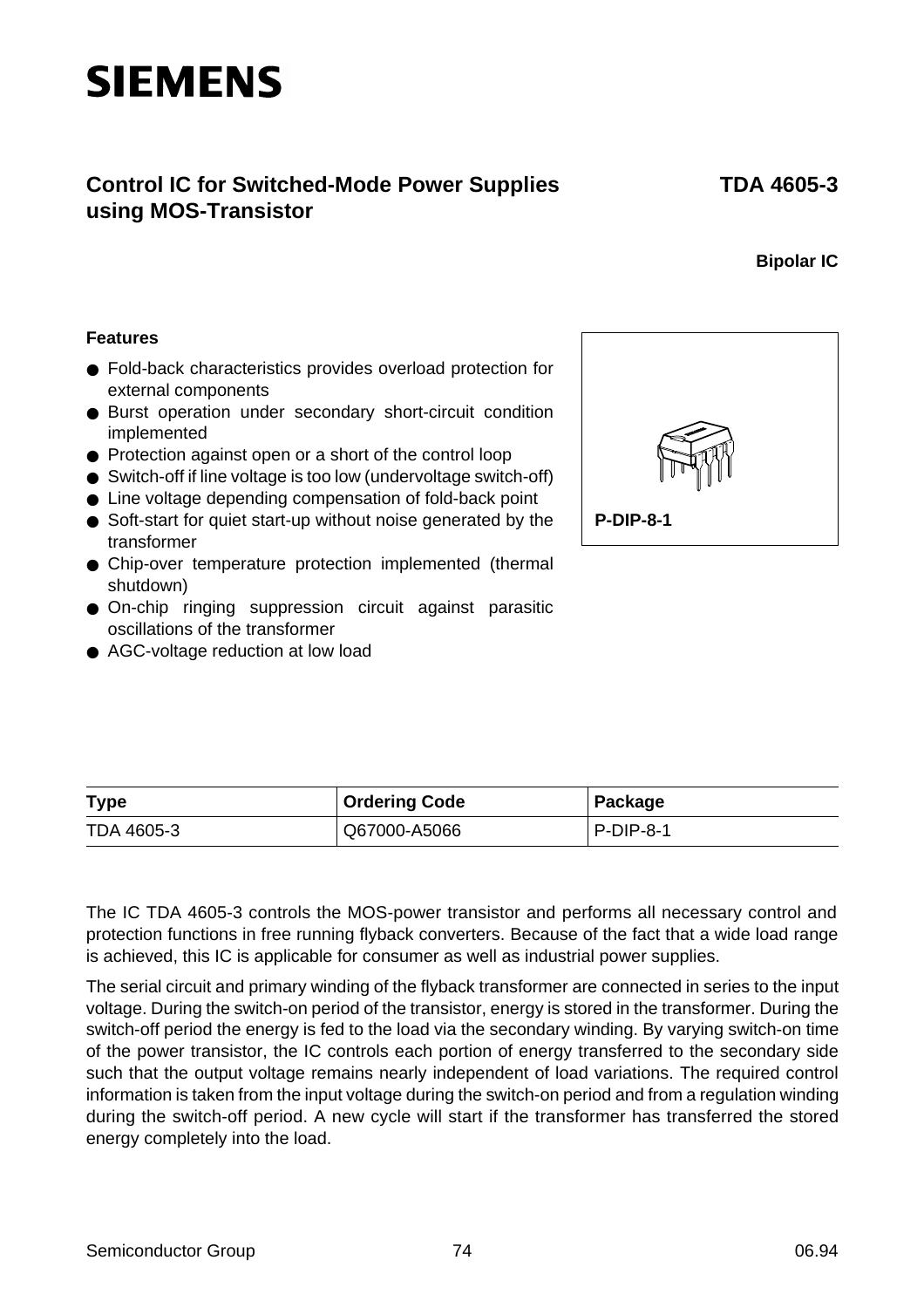SIEMENS

# Control IC for Switched-Mode Power Supplies using MOS-Transistor

**TDA 4605-3**

**Bipolar IC**

**Features**

- Fold-back characteristics provides overload protection for external components
- Burst operation under secondary short-circuit condition implemented
- Protection against open or a short of the control loop
- Switch-off if line voltage is too low (undervoltage switch-off)
- Line voltage depending compensation of fold-back point
- Soft-start for quiet start-up without noise generated by the transformer
- Chip-over temperature protection implemented (thermal shutdown)
- On-chip ringing suppression circuit against parasitic oscillations of the transformer
- AGC-voltage reduction at low load

**P-DIP-8-1**

| Type | Ordering Code | Package |
|---|---|---|
| TDA 4605-3 | Q67000-A5066 | P-DIP-8-1 |

The IC TDA 4605-3 controls the MOS-power transistor and performs all necessary control and protection functions in free running flyback converters. Because of the fact that a wide load range is achieved, this IC is applicable for consumer as well as industrial power supplies.

The serial circuit and primary winding of the flyback transformer are connected in series to the input voltage. During the switch-on period of the transistor, energy is stored in the transformer. During the switch-off period the energy is fed to the load via the secondary winding. By varying switch-on time of the power transistor, the IC controls each portion of energy transferred to the secondary side such that the output voltage remains nearly independent of load variations. The required control information is taken from the input voltage during the switch-on period and from a regulation winding during the switch-off period. A new cycle will start if the transformer has transferred the stored energy completely into the load.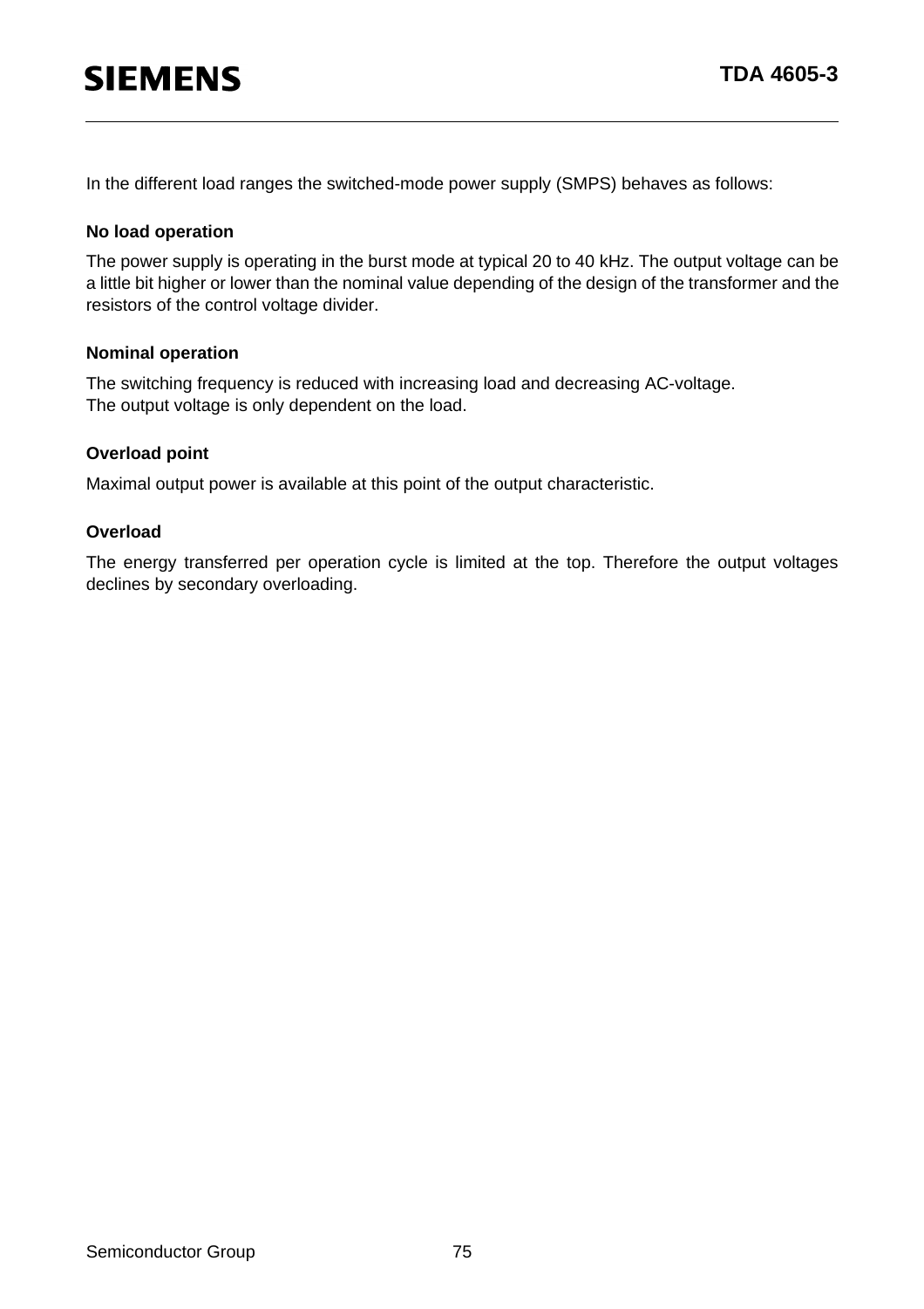In the different load ranges the switched-mode power supply (SMPS) behaves as follows:

**No load operation**

The power supply is operating in the burst mode at typical 20 to 40 kHz. The output voltage can be a little bit higher or lower than the nominal value depending of the design of the transformer and the resistors of the control voltage divider.

**Nominal operation**

The switching frequency is reduced with increasing load and decreasing AC-voltage.
The output voltage is only dependent on the load.

**Overload point**

Maximal output power is available at this point of the output characteristic.

**Overload**

The energy transferred per operation cycle is limited at the top. Therefore the output voltages declines by secondary overloading.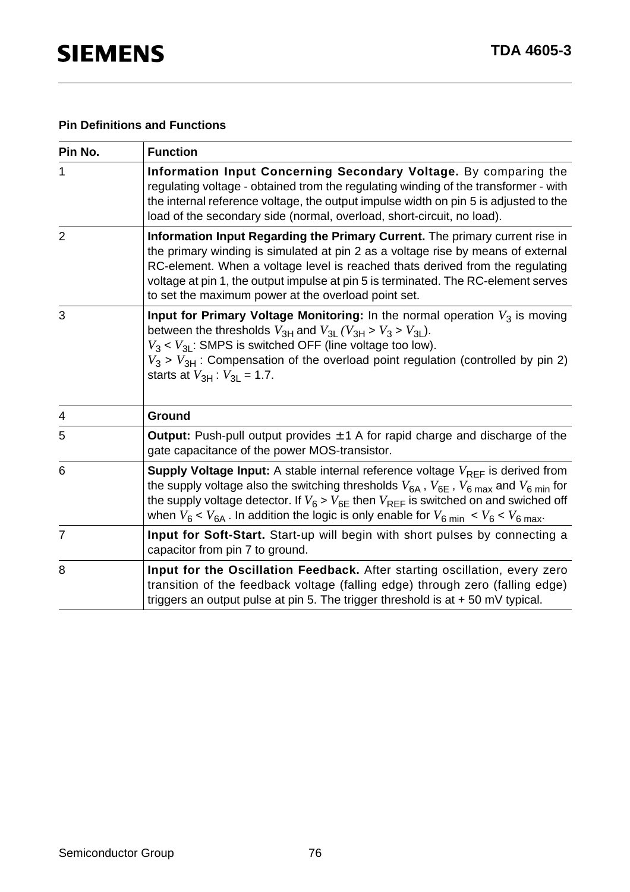### Pin Definitions and Functions

| Pin No. | Function |
|---|---|
| 1 | **Information Input Concerning Secondary Voltage.** By comparing the regulating voltage - obtained trom the regulating winding of the transformer - with the internal reference voltage, the output impulse width on pin 5 is adjusted to the load of the secondary side (normal, overload, short-circuit, no load). |
| 2 | **Information Input Regarding the Primary Current.** The primary current rise in the primary winding is simulated at pin 2 as a voltage rise by means of external RC-element. When a voltage level is reached thats derived from the regulating voltage at pin 1, the output impulse at pin 5 is terminated. The RC-element serves to set the maximum power at the overload point set. |
| 3 | **Input for Primary Voltage Monitoring:** In the normal operation $V_3$ is moving between the thresholds $V_{3H}$ and $V_{3L}$ ($V_{3H} > V_3 > V_{3L}$). <br> $V_3 < V_{3L}$: SMPS is switched OFF (line voltage too low). <br> $V_3 > V_{3H}$ : Compensation of the overload point regulation (controlled by pin 2) starts at $V_{3H} : V_{3L} = 1.7$. |
| 4 | **Ground** |
| 5 | **Output:** Push-pull output provides ± 1 A for rapid charge and discharge of the gate capacitance of the power MOS-transistor. |
| 6 | **Supply Voltage Input:** A stable internal reference voltage $V_{REF}$ is derived from the supply voltage also the switching thresholds $V_{6A}$ , $V_{6E}$ , $V_{6\,max}$ and $V_{6\,min}$ for the supply voltage detector. If $V_6 > V_{6E}$ then $V_{REF}$ is switched on and swiched off when $V_6 < V_{6A}$ . In addition the logic is only enable for $V_{6\,min} < V_6 < V_{6\,max}$. |
| 7 | **Input for Soft-Start.** Start-up will begin with short pulses by connecting a capacitor from pin 7 to ground. |
| 8 | **Input for the Oscillation Feedback.** After starting oscillation, every zero transition of the feedback voltage (falling edge) through zero (falling edge) triggers an output pulse at pin 5. The trigger threshold is at + 50 mV typical. |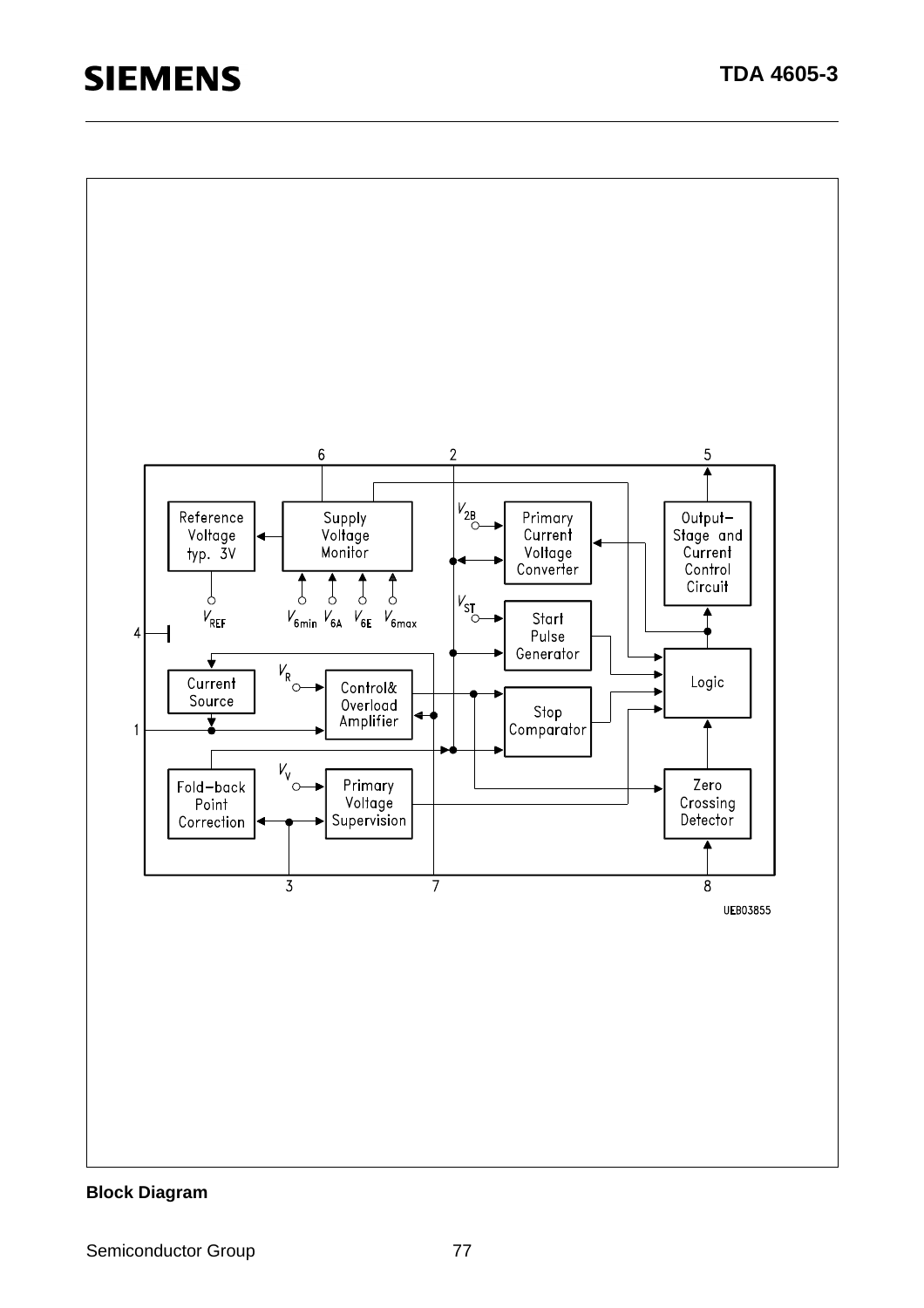Block Diagram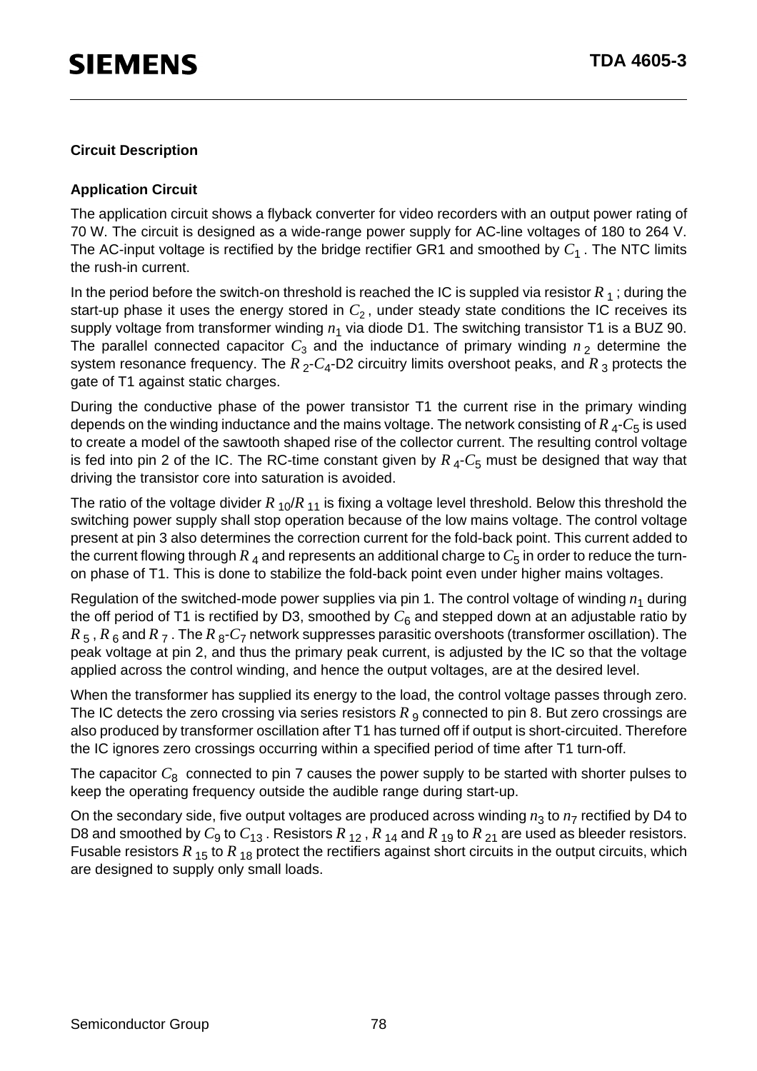## Circuit Description

### Application Circuit

The application circuit shows a flyback converter for video recorders with an output power rating of 70 W. The circuit is designed as a wide-range power supply for AC-line voltages of 180 to 264 V. The AC-input voltage is rectified by the bridge rectifier GR1 and smoothed by $C_1$. The NTC limits the rush-in current.

In the period before the switch-on threshold is reached the IC is suppled via resistor $R_1$; during the start-up phase it uses the energy stored in $C_2$, under steady state conditions the IC receives its supply voltage from transformer winding $n_1$ via diode D1. The switching transistor T1 is a BUZ 90. The parallel connected capacitor $C_3$ and the inductance of primary winding $n_2$ determine the system resonance frequency. The $R_2$-$C_4$-D2 circuitry limits overshoot peaks, and $R_3$ protects the gate of T1 against static charges.

During the conductive phase of the power transistor T1 the current rise in the primary winding depends on the winding inductance and the mains voltage. The network consisting of $R_4$-$C_5$ is used to create a model of the sawtooth shaped rise of the collector current. The resulting control voltage is fed into pin 2 of the IC. The RC-time constant given by $R_4$-$C_5$ must be designed that way that driving the transistor core into saturation is avoided.

The ratio of the voltage divider $R_{10}/R_{11}$ is fixing a voltage level threshold. Below this threshold the switching power supply shall stop operation because of the low mains voltage. The control voltage present at pin 3 also determines the correction current for the fold-back point. This current added to the current flowing through $R_4$ and represents an additional charge to $C_5$ in order to reduce the turn-on phase of T1. This is done to stabilize the fold-back point even under higher mains voltages.

Regulation of the switched-mode power supplies via pin 1. The control voltage of winding $n_1$ during the off period of T1 is rectified by D3, smoothed by $C_6$ and stepped down at an adjustable ratio by $R_5$, $R_6$ and $R_7$. The $R_8$-$C_7$ network suppresses parasitic overshoots (transformer oscillation). The peak voltage at pin 2, and thus the primary peak current, is adjusted by the IC so that the voltage applied across the control winding, and hence the output voltages, are at the desired level.

When the transformer has supplied its energy to the load, the control voltage passes through zero. The IC detects the zero crossing via series resistors $R_9$ connected to pin 8. But zero crossings are also produced by transformer oscillation after T1 has turned off if output is short-circuited. Therefore the IC ignores zero crossings occurring within a specified period of time after T1 turn-off.

The capacitor $C_8$ connected to pin 7 causes the power supply to be started with shorter pulses to keep the operating frequency outside the audible range during start-up.

On the secondary side, five output voltages are produced across winding $n_3$ to $n_7$ rectified by D4 to D8 and smoothed by $C_9$ to $C_{13}$. Resistors $R_{12}$, $R_{14}$ and $R_{19}$ to $R_{21}$ are used as bleeder resistors. Fusable resistors $R_{15}$ to $R_{18}$ protect the rectifiers against short circuits in the output circuits, which are designed to supply only small loads.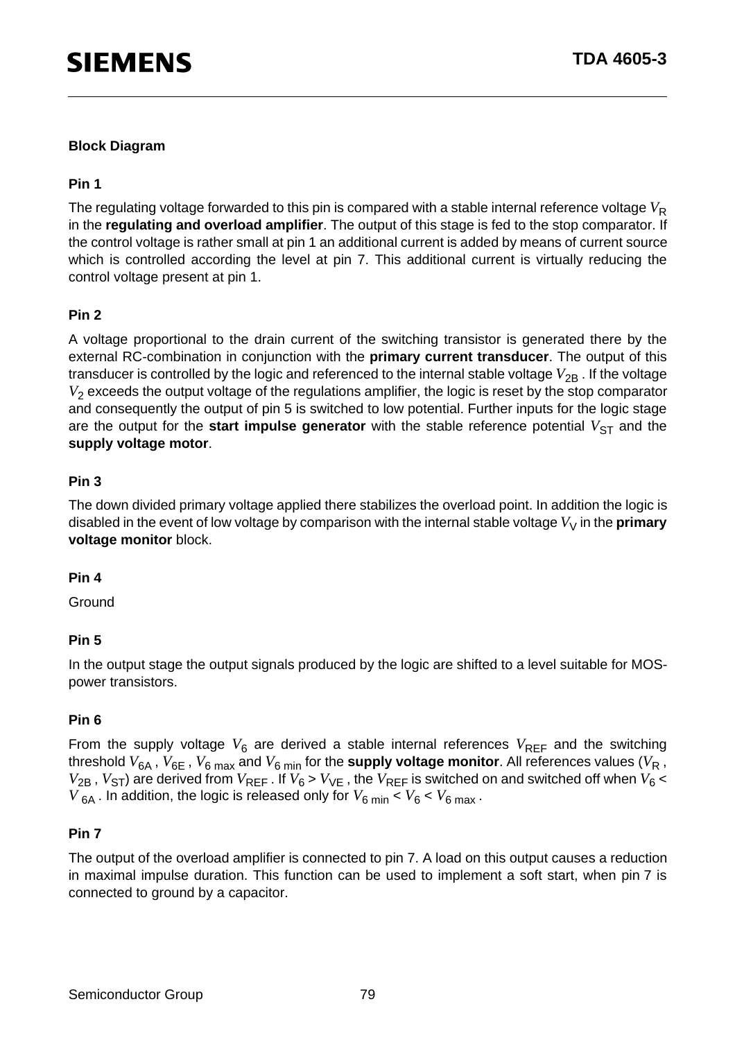### Block Diagram

#### Pin 1

The regulating voltage forwarded to this pin is compared with a stable internal reference voltage $V_R$ in the **regulating and overload amplifier**. The output of this stage is fed to the stop comparator. If the control voltage is rather small at pin 1 an additional current is added by means of current source which is controlled according the level at pin 7. This additional current is virtually reducing the control voltage present at pin 1.

#### Pin 2

A voltage proportional to the drain current of the switching transistor is generated there by the external RC-combination in conjunction with the **primary current transducer**. The output of this transducer is controlled by the logic and referenced to the internal stable voltage $V_{2B}$ . If the voltage $V_2$ exceeds the output voltage of the regulations amplifier, the logic is reset by the stop comparator and consequently the output of pin 5 is switched to low potential. Further inputs for the logic stage are the output for the **start impulse generator** with the stable reference potential $V_{ST}$ and the **supply voltage motor**.

#### Pin 3

The down divided primary voltage applied there stabilizes the overload point. In addition the logic is disabled in the event of low voltage by comparison with the internal stable voltage $V_V$ in the **primary voltage monitor** block.

#### Pin 4

Ground

#### Pin 5

In the output stage the output signals produced by the logic are shifted to a level suitable for MOS-power transistors.

#### Pin 6

From the supply voltage $V_6$ are derived a stable internal references $V_{REF}$ and the switching threshold $V_{6A}$ , $V_{6E}$ , $V_{6\,max}$ and $V_{6\,min}$ for the **supply voltage monitor**. All references values ($V_R$ , $V_{2B}$ , $V_{ST}$) are derived from $V_{REF}$ . If $V_6 > V_{VE}$ , the $V_{REF}$ is switched on and switched off when $V_6 < V_{6A}$ . In addition, the logic is released only for $V_{6\,min} < V_6 < V_{6\,max}$ .

#### Pin 7

The output of the overload amplifier is connected to pin 7. A load on this output causes a reduction in maximal impulse duration. This function can be used to implement a soft start, when pin 7 is connected to ground by a capacitor.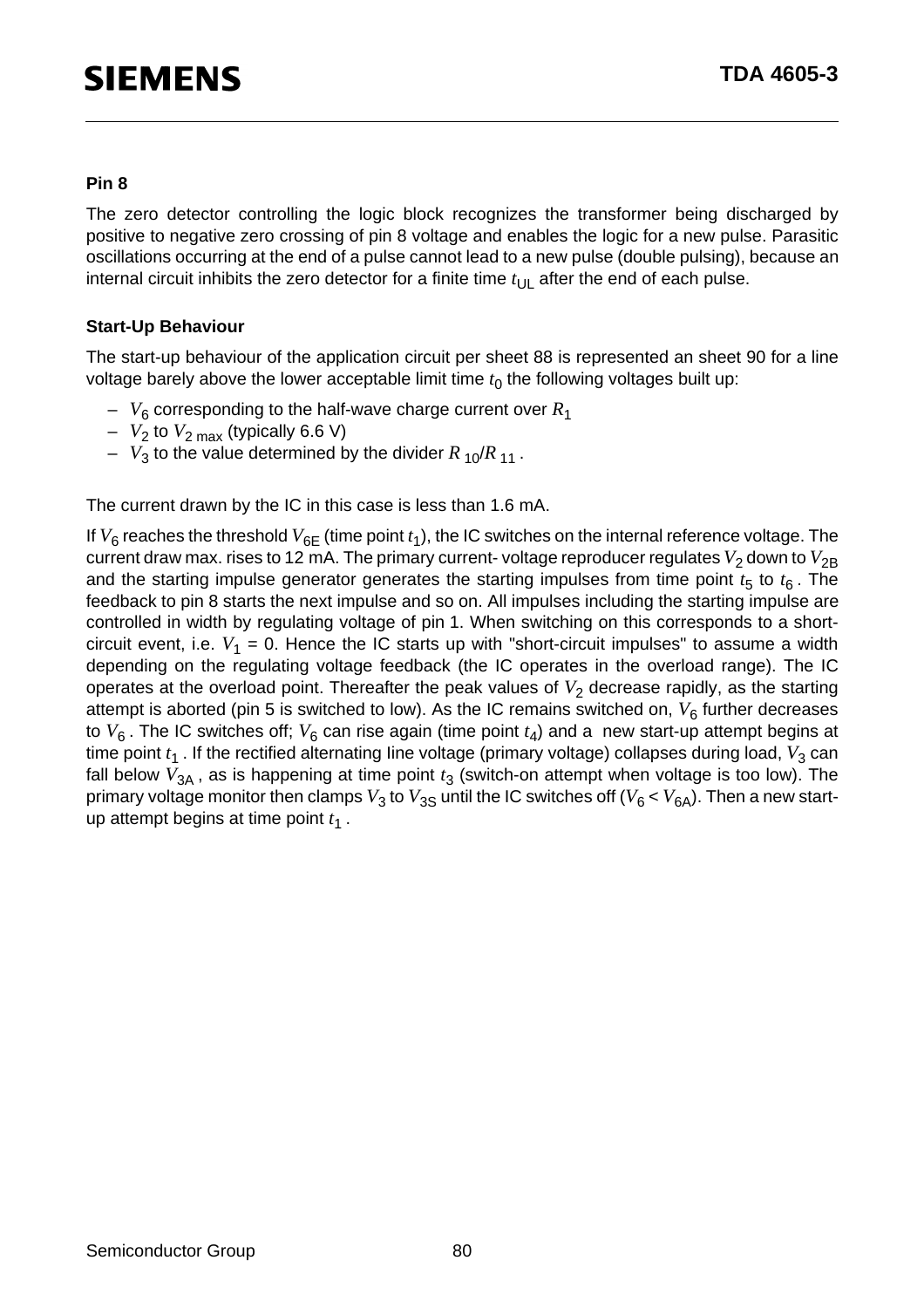#### Pin 8

The zero detector controlling the logic block recognizes the transformer being discharged by positive to negative zero crossing of pin 8 voltage and enables the logic for a new pulse. Parasitic oscillations occurring at the end of a pulse cannot lead to a new pulse (double pulsing), because an internal circuit inhibits the zero detector for a finite time $t_{UL}$ after the end of each pulse.

#### Start-Up Behaviour

The start-up behaviour of the application circuit per sheet 88 is represented an sheet 90 for a line voltage barely above the lower acceptable limit time $t_0$ the following voltages built up:

- $V_6$ corresponding to the half-wave charge current over $R_1$
- $V_2$ to $V_{2\,max}$ (typically 6.6 V)
- $V_3$ to the value determined by the divider $R_{10}/R_{11}$ .

The current drawn by the IC in this case is less than 1.6 mA.

If $V_6$ reaches the threshold $V_{6E}$ (time point $t_1$), the IC switches on the internal reference voltage. The current draw max. rises to 12 mA. The primary current- voltage reproducer regulates $V_2$ down to $V_{2B}$ and the starting impulse generator generates the starting impulses from time point $t_5$ to $t_6$ . The feedback to pin 8 starts the next impulse and so on. All impulses including the starting impulse are controlled in width by regulating voltage of pin 1. When switching on this corresponds to a short-circuit event, i.e. $V_1$ = 0. Hence the IC starts up with "short-circuit impulses" to assume a width depending on the regulating voltage feedback (the IC operates in the overload range). The IC operates at the overload point. Thereafter the peak values of $V_2$ decrease rapidly, as the starting attempt is aborted (pin 5 is switched to low). As the IC remains switched on, $V_6$ further decreases to $V_6$ . The IC switches off; $V_6$ can rise again (time point $t_4$) and a new start-up attempt begins at time point $t_1$ . If the rectified alternating line voltage (primary voltage) collapses during load, $V_3$ can fall below $V_{3A}$ , as is happening at time point $t_3$ (switch-on attempt when voltage is too low). The primary voltage monitor then clamps $V_3$ to $V_{3S}$ until the IC switches off ($V_6 < V_{6A}$). Then a new start-up attempt begins at time point $t_1$ .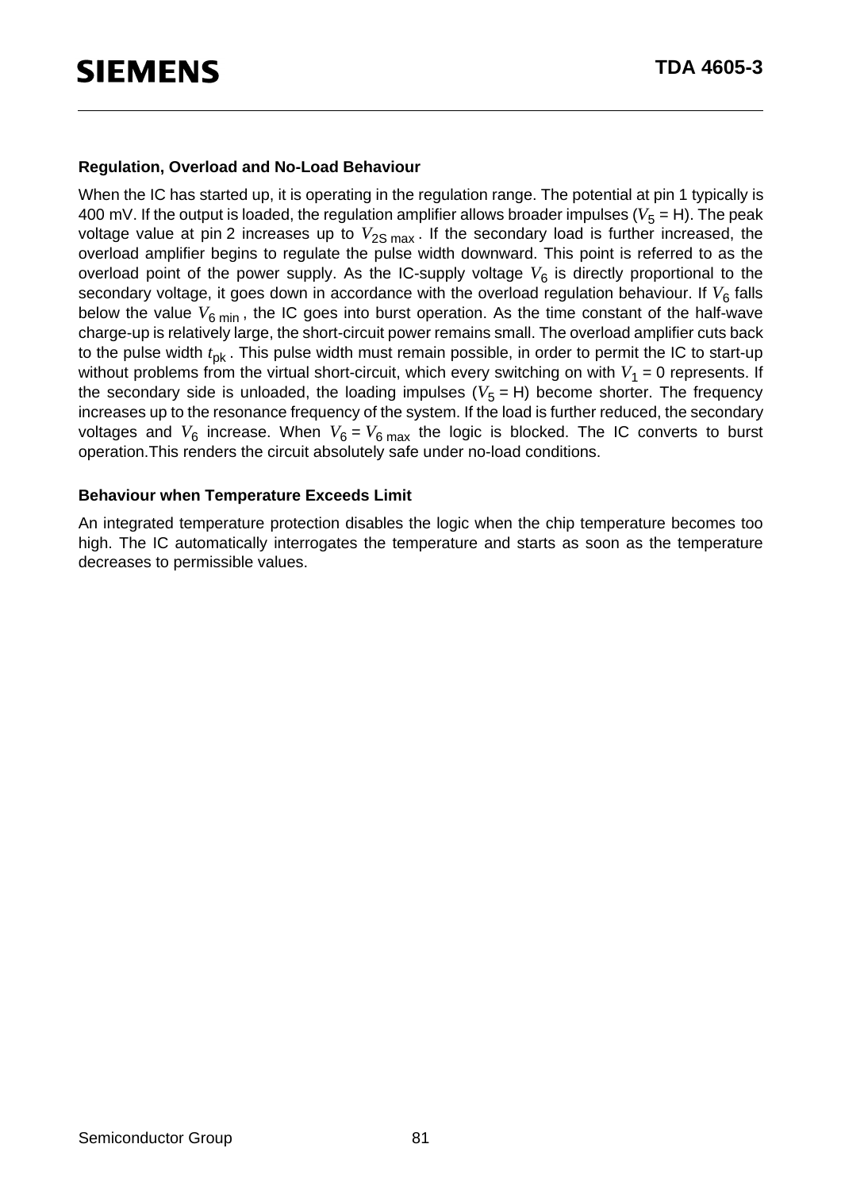### Regulation, Overload and No-Load Behaviour

When the IC has started up, it is operating in the regulation range. The potential at pin 1 typically is 400 mV. If the output is loaded, the regulation amplifier allows broader impulses ($V_5$ = H). The peak voltage value at pin 2 increases up to $V_{2S\ max}$. If the secondary load is further increased, the overload amplifier begins to regulate the pulse width downward. This point is referred to as the overload point of the power supply. As the IC-supply voltage $V_6$ is directly proportional to the secondary voltage, it goes down in accordance with the overload regulation behaviour. If $V_6$ falls below the value $V_{6\ min}$, the IC goes into burst operation. As the time constant of the half-wave charge-up is relatively large, the short-circuit power remains small. The overload amplifier cuts back to the pulse width $t_{pk}$. This pulse width must remain possible, in order to permit the IC to start-up without problems from the virtual short-circuit, which every switching on with $V_1$ = 0 represents. If the secondary side is unloaded, the loading impulses ($V_5$ = H) become shorter. The frequency increases up to the resonance frequency of the system. If the load is further reduced, the secondary voltages and $V_6$ increase. When $V_6 = V_{6\ max}$ the logic is blocked. The IC converts to burst operation.This renders the circuit absolutely safe under no-load conditions.

### Behaviour when Temperature Exceeds Limit

An integrated temperature protection disables the logic when the chip temperature becomes too high. The IC automatically interrogates the temperature and starts as soon as the temperature decreases to permissible values.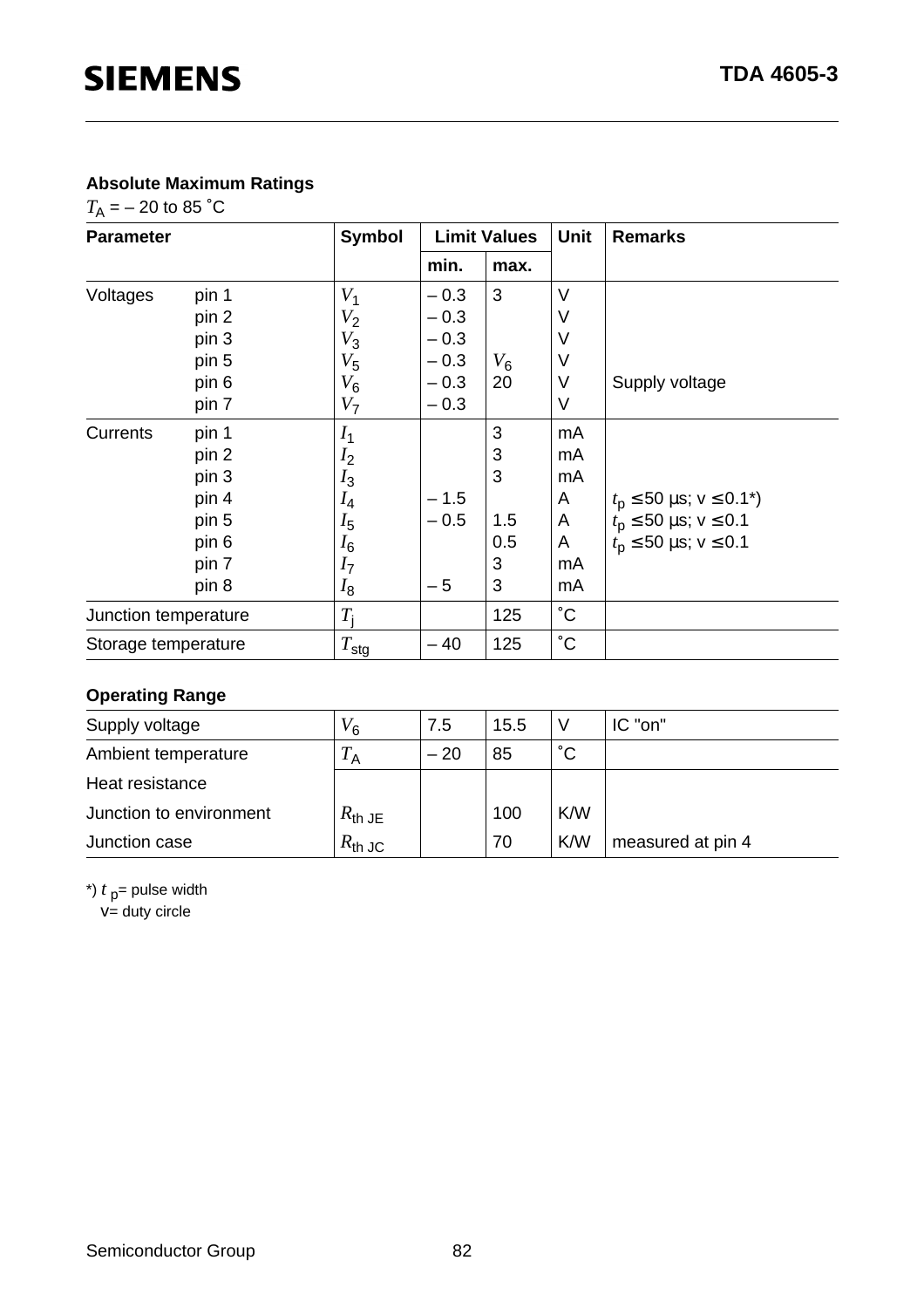## Absolute Maximum Ratings

$T_A$ = – 20 to 85 ˚C

| Parameter | | Symbol | Limit Values | | Unit | Remarks |
|---|---|---|---|---|---|---|
| | | | min. | max. | | |
| Voltages | pin 1 | $V_1$ | – 0.3 | 3 | V | |
| | pin 2 | $V_2$ | – 0.3 | | V | |
| | pin 3 | $V_3$ | – 0.3 | | V | |
| | pin 5 | $V_5$ | – 0.3 | $V_6$ | V | |
| | pin 6 | $V_6$ | – 0.3 | 20 | V | Supply voltage |
| | pin 7 | $V_7$ | – 0.3 | | V | |
| Currents | pin 1 | $I_1$ | | 3 | mA | |
| | pin 2 | $I_2$ | | 3 | mA | |
| | pin 3 | $I_3$ | | 3 | mA | |
| | pin 4 | $I_4$ | – 1.5 | | A | $t_p$ ≤ 50 µs; v ≤ 0.1*) |
| | pin 5 | $I_5$ | – 0.5 | 1.5 | A | $t_p$ ≤ 50 µs; v ≤ 0.1 |
| | pin 6 | $I_6$ | | 0.5 | A | $t_p$ ≤ 50 µs; v ≤ 0.1 |
| | pin 7 | $I_7$ | | 3 | mA | |
| | pin 8 | $I_8$ | – 5 | 3 | mA | |
| Junction temperature | | $T_j$ | | 125 | ˚C | |
| Storage temperature | | $T_{stg}$ | – 40 | 125 | ˚C | |

## Operating Range

| Parameter | Symbol | min. | max. | Unit | Remarks |
|---|---|---|---|---|---|
| Supply voltage | $V_6$ | 7.5 | 15.5 | V | IC "on" |
| Ambient temperature | $T_A$ | – 20 | 85 | ˚C | |
| Heat resistance | | | | | |
| Junction to environment | $R_{th\ JE}$ | | 100 | K/W | |
| Junction case | $R_{th\ JC}$ | | 70 | K/W | measured at pin 4 |

*) $t_p$ = pulse width
v = duty circle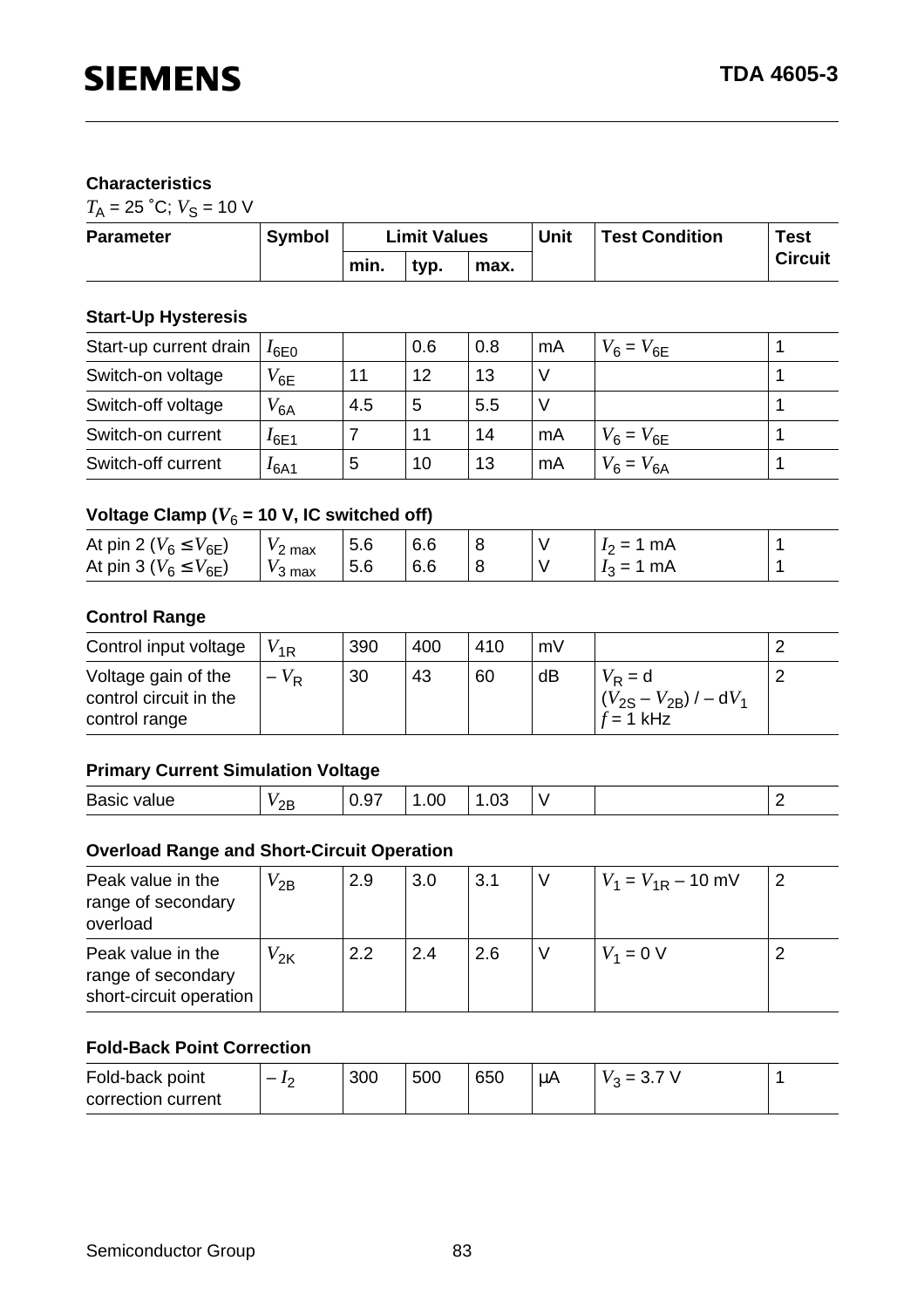## Characteristics

$T_A$ = 25 ˚C; $V_S$ = 10 V

| Parameter | Symbol | Limit Values | | | Unit | Test Condition | Test Circuit |
|---|---|---|---|---|---|---|---|
| | | min. | typ. | max. | | | |
| **Start-Up Hysteresis** | | | | | | | |
| Start-up current drain | $I_{6E0}$ | | 0.6 | 0.8 | mA | $V_6 = V_{6E}$ | 1 |
| Switch-on voltage | $V_{6E}$ | 11 | 12 | 13 | V | | 1 |
| Switch-off voltage | $V_{6A}$ | 4.5 | 5 | 5.5 | V | | 1 |
| Switch-on current | $I_{6E1}$ | 7 | 11 | 14 | mA | $V_6 = V_{6E}$ | 1 |
| Switch-off current | $I_{6A1}$ | 5 | 10 | 13 | mA | $V_6 = V_{6A}$ | 1 |
| **Voltage Clamp ($V_6$ = 10 V, IC switched off)** | | | | | | | |
| At pin 2 ($V_6 \leq V_{6E}$) | $V_{2\ max}$ | 5.6 | 6.6 | 8 | V | $I_2$ = 1 mA | 1 |
| At pin 3 ($V_6 \leq V_{6E}$) | $V_{3\ max}$ | 5.6 | 6.6 | 8 | V | $I_3$ = 1 mA | 1 |
| **Control Range** | | | | | | | |
| Control input voltage | $V_{1R}$ | 390 | 400 | 410 | mV | | 2 |
| Voltage gain of the control circuit in the control range | $-V_R$ | 30 | 43 | 60 | dB | $V_R$ = d $(V_{2S} - V_{2B})$ / $-$ d$V_1$ $f$ = 1 kHz | 2 |
| **Primary Current Simulation Voltage** | | | | | | | |
| Basic value | $V_{2B}$ | 0.97 | 1.00 | 1.03 | V | | 2 |
| **Overload Range and Short-Circuit Operation** | | | | | | | |
| Peak value in the range of secondary overload | $V_{2B}$ | 2.9 | 3.0 | 3.1 | V | $V_1 = V_{1R}$ – 10 mV | 2 |
| Peak value in the range of secondary short-circuit operation | $V_{2K}$ | 2.2 | 2.4 | 2.6 | V | $V_1$ = 0 V | 2 |
| **Fold-Back Point Correction** | | | | | | | |
| Fold-back point correction current | $-I_2$ | 300 | 500 | 650 | µA | $V_3$ = 3.7 V | 1 |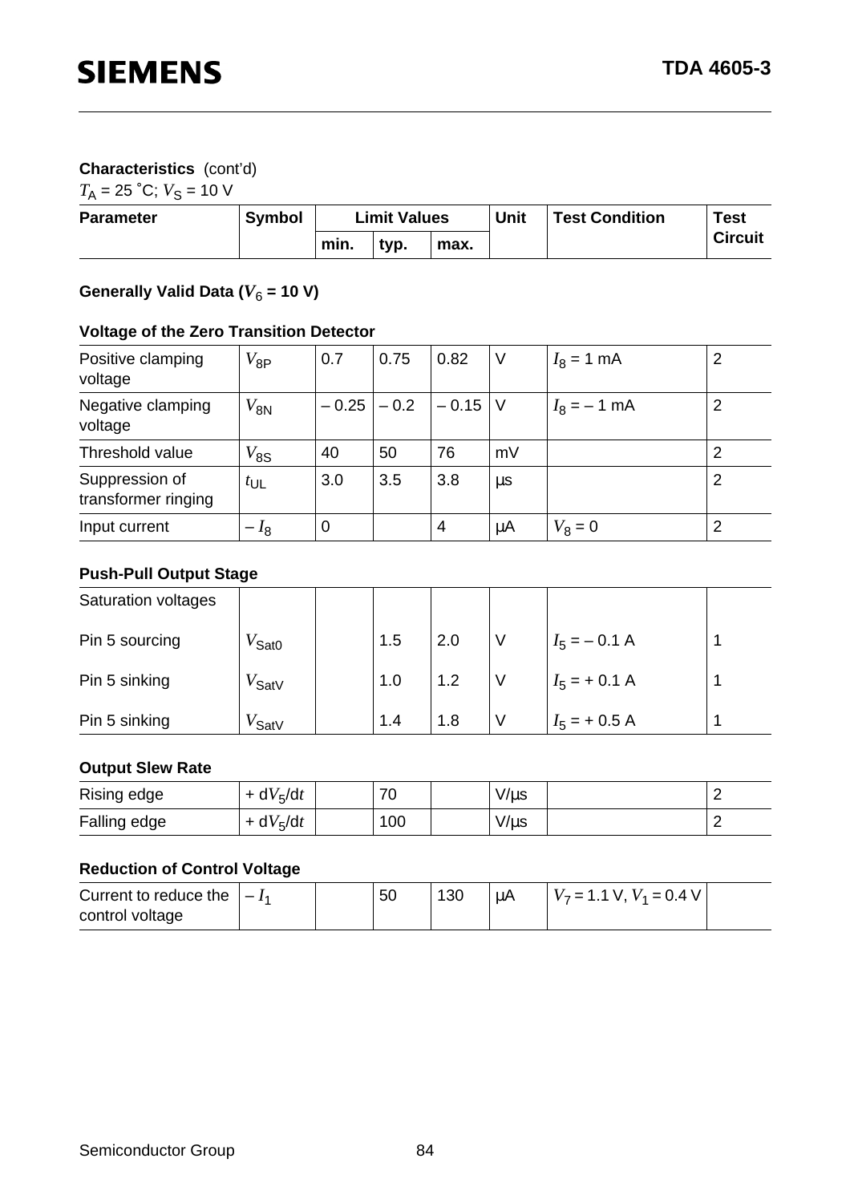**Characteristics** (cont'd)

$T_A$ = 25 ˚C; $V_S$ = 10 V

| Parameter | Symbol | Limit Values | | | Unit | Test Condition | Test Circuit |
|---|---|---|---|---|---|---|---|
| | | min. | typ. | max. | | | |
| **Generally Valid Data ($V_6$ = 10 V)** | | | | | | | |
| **Voltage of the Zero Transition Detector** | | | | | | | |
| Positive clamping voltage | $V_{8P}$ | 0.7 | 0.75 | 0.82 | V | $I_8$ = 1 mA | 2 |
| Negative clamping voltage | $V_{8N}$ | – 0.25 | – 0.2 | – 0.15 | V | $I_8$ = – 1 mA | 2 |
| Threshold value | $V_{8S}$ | 40 | 50 | 76 | mV | | 2 |
| Suppression of transformer ringing | $t_{UL}$ | 3.0 | 3.5 | 3.8 | µs | | 2 |
| Input current | $-I_8$ | 0 | | 4 | µA | $V_8$ = 0 | 2 |
| **Push-Pull Output Stage** | | | | | | | |
| Saturation voltages | | | | | | | |
| Pin 5 sourcing | $V_{Sat0}$ | | 1.5 | 2.0 | V | $I_5$ = – 0.1 A | 1 |
| Pin 5 sinking | $V_{SatV}$ | | 1.0 | 1.2 | V | $I_5$ = + 0.1 A | 1 |
| Pin 5 sinking | $V_{SatV}$ | | 1.4 | 1.8 | V | $I_5$ = + 0.5 A | 1 |
| **Output Slew Rate** | | | | | | | |
| Rising edge | $+ dV_5/dt$ | | 70 | | V/µs | | 2 |
| Falling edge | $+ dV_5/dt$ | | 100 | | V/µs | | 2 |
| **Reduction of Control Voltage** | | | | | | | |
| Current to reduce the control voltage | $-I_1$ | | 50 | 130 | µA | $V_7$ = 1.1 V, $V_1$ = 0.4 V | |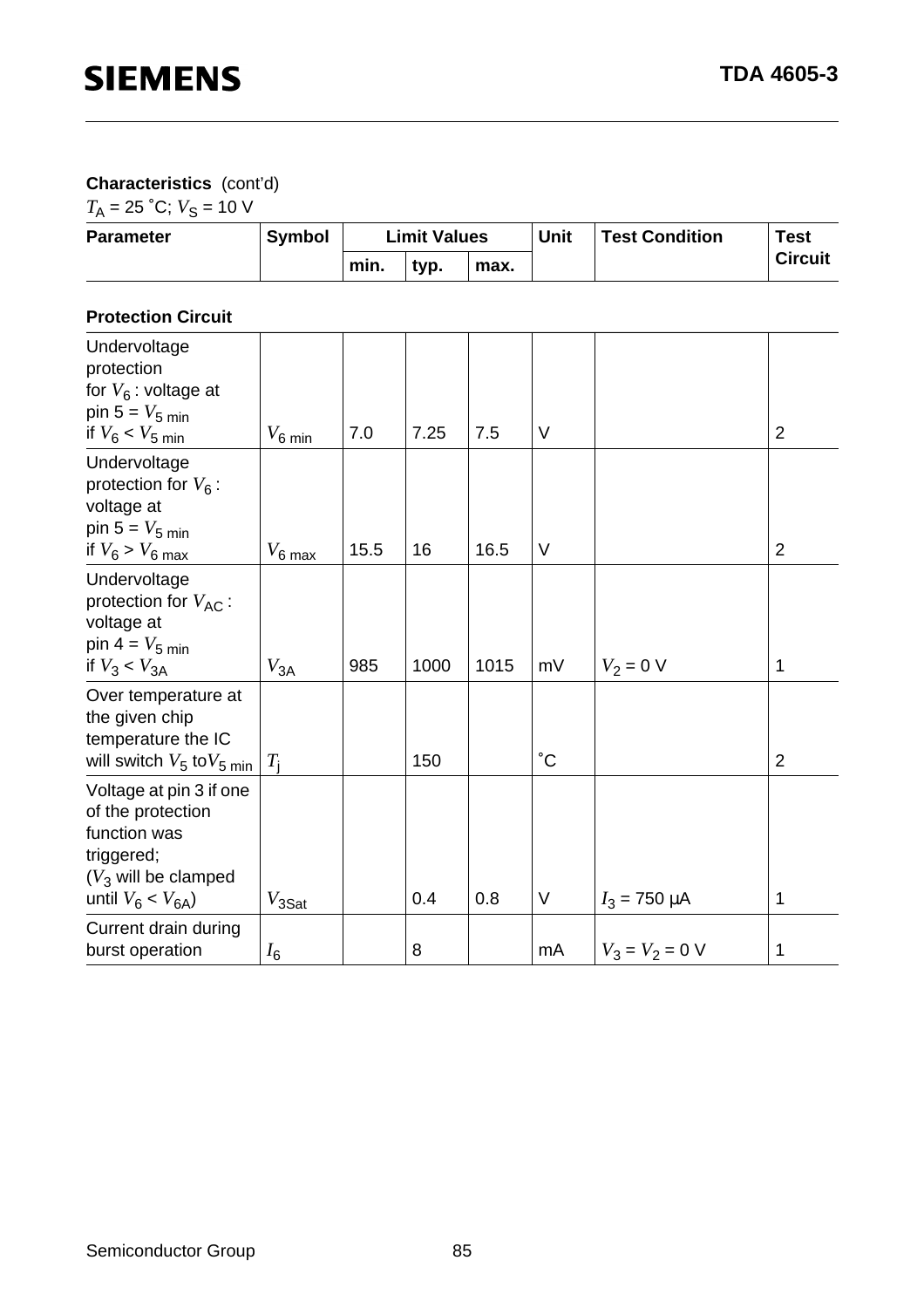**Characteristics** (cont'd)

$T_A$ = 25 ˚C; $V_S$ = 10 V

| Parameter | Symbol | Limit Values | | | Unit | Test Condition | Test Circuit |
|---|---|---|---|---|---|---|---|
| | | min. | typ. | max. | | | |
| **Protection Circuit** | | | | | | | |
| Undervoltage protection for $V_6$ : voltage at pin 5 = $V_{5\ min}$ if $V_6 < V_{5\ min}$ | $V_{6\ min}$ | 7.0 | 7.25 | 7.5 | V | | 2 |
| Undervoltage protection for $V_6$ : voltage at pin 5 = $V_{5\ min}$ if $V_6 > V_{6\ max}$ | $V_{6\ max}$ | 15.5 | 16 | 16.5 | V | | 2 |
| Undervoltage protection for $V_{AC}$ : voltage at pin 4 = $V_{5\ min}$ if $V_3 < V_{3A}$ | $V_{3A}$ | 985 | 1000 | 1015 | mV | $V_2$ = 0 V | 1 |
| Over temperature at the given chip temperature the IC will switch $V_5$ to $V_{5\ min}$ | $T_j$ | | 150 | | ˚C | | 2 |
| Voltage at pin 3 if one of the protection function was triggered; ($V_3$ will be clamped until $V_6 < V_{6A}$) | $V_{3Sat}$ | | 0.4 | 0.8 | V | $I_3$ = 750 µA | 1 |
| Current drain during burst operation | $I_6$ | | 8 | | mA | $V_3 = V_2$ = 0 V | 1 |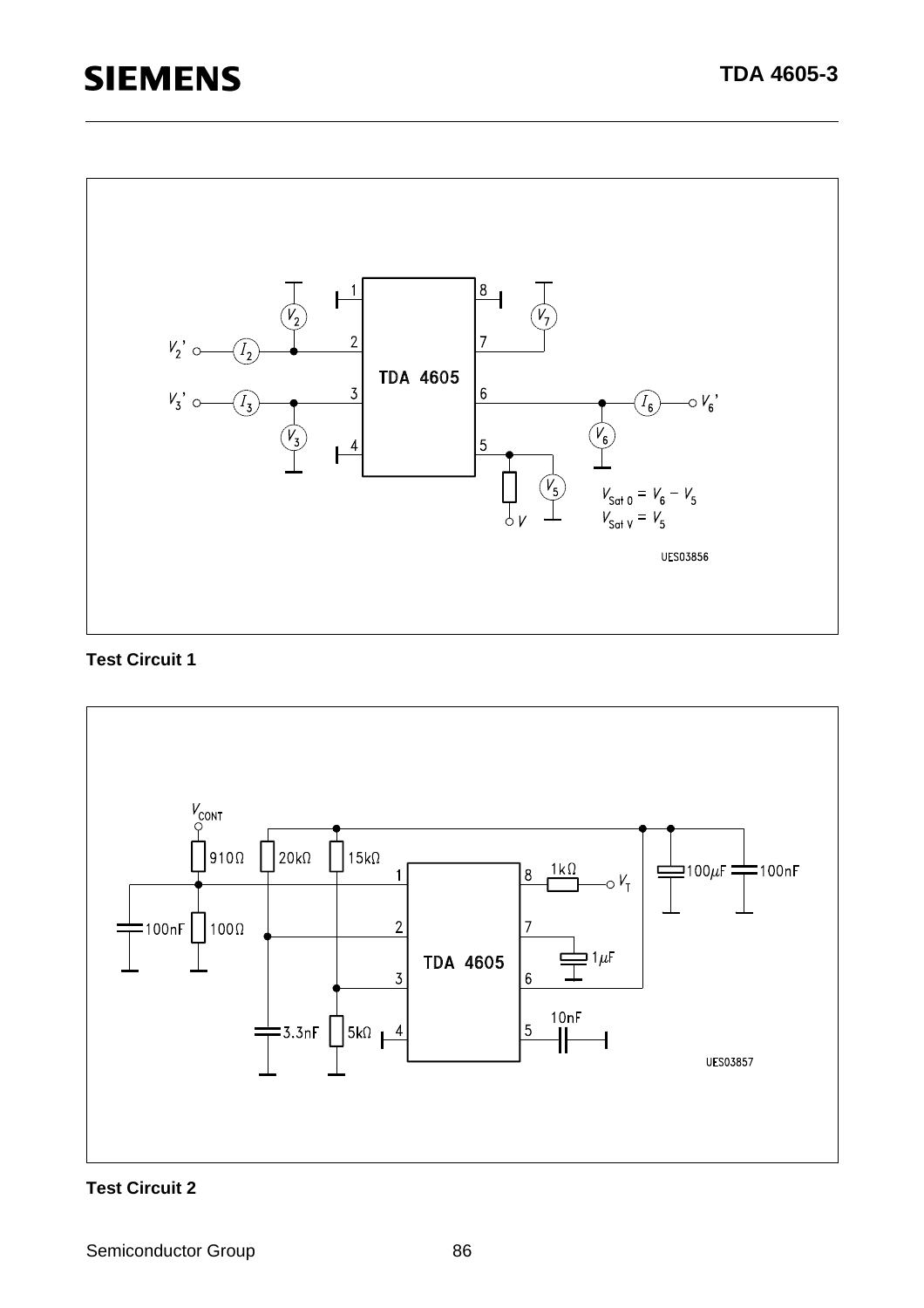Test Circuit 1

Test Circuit 2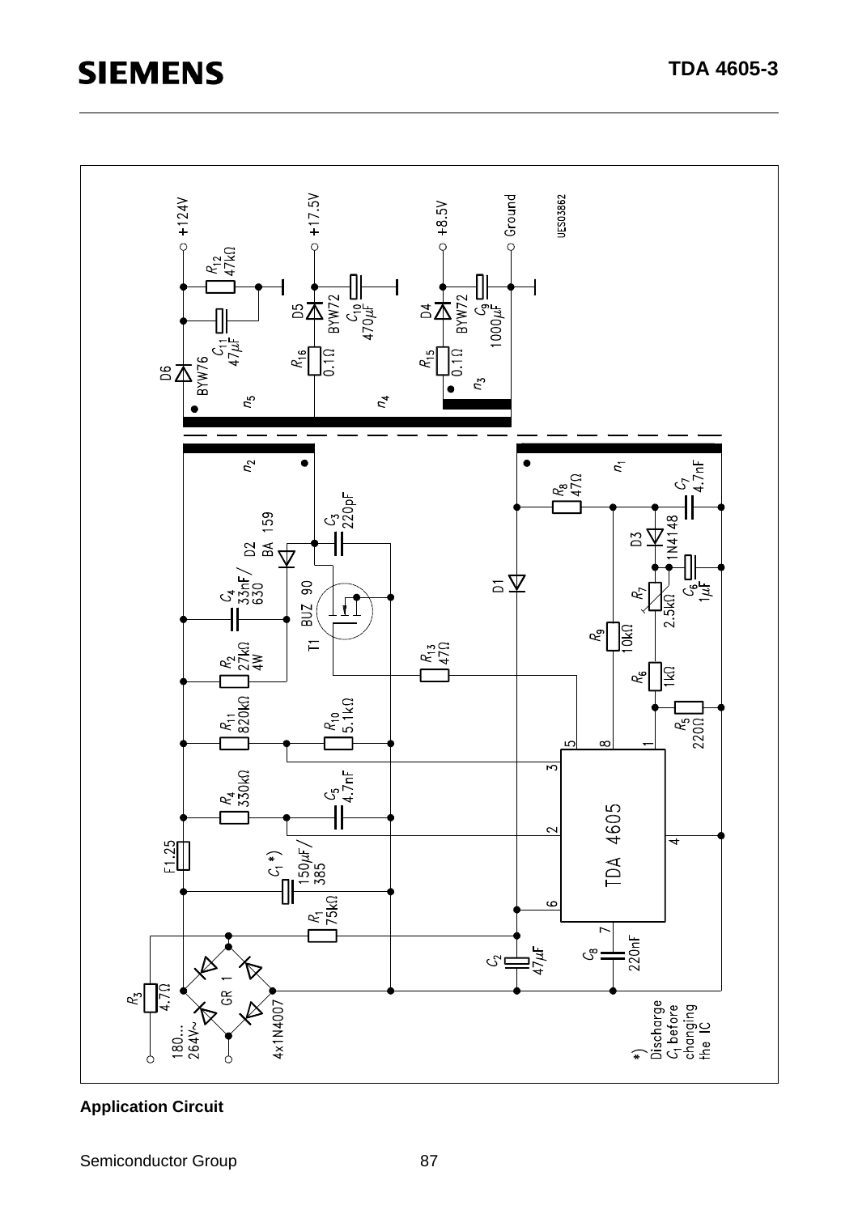**Application Circuit**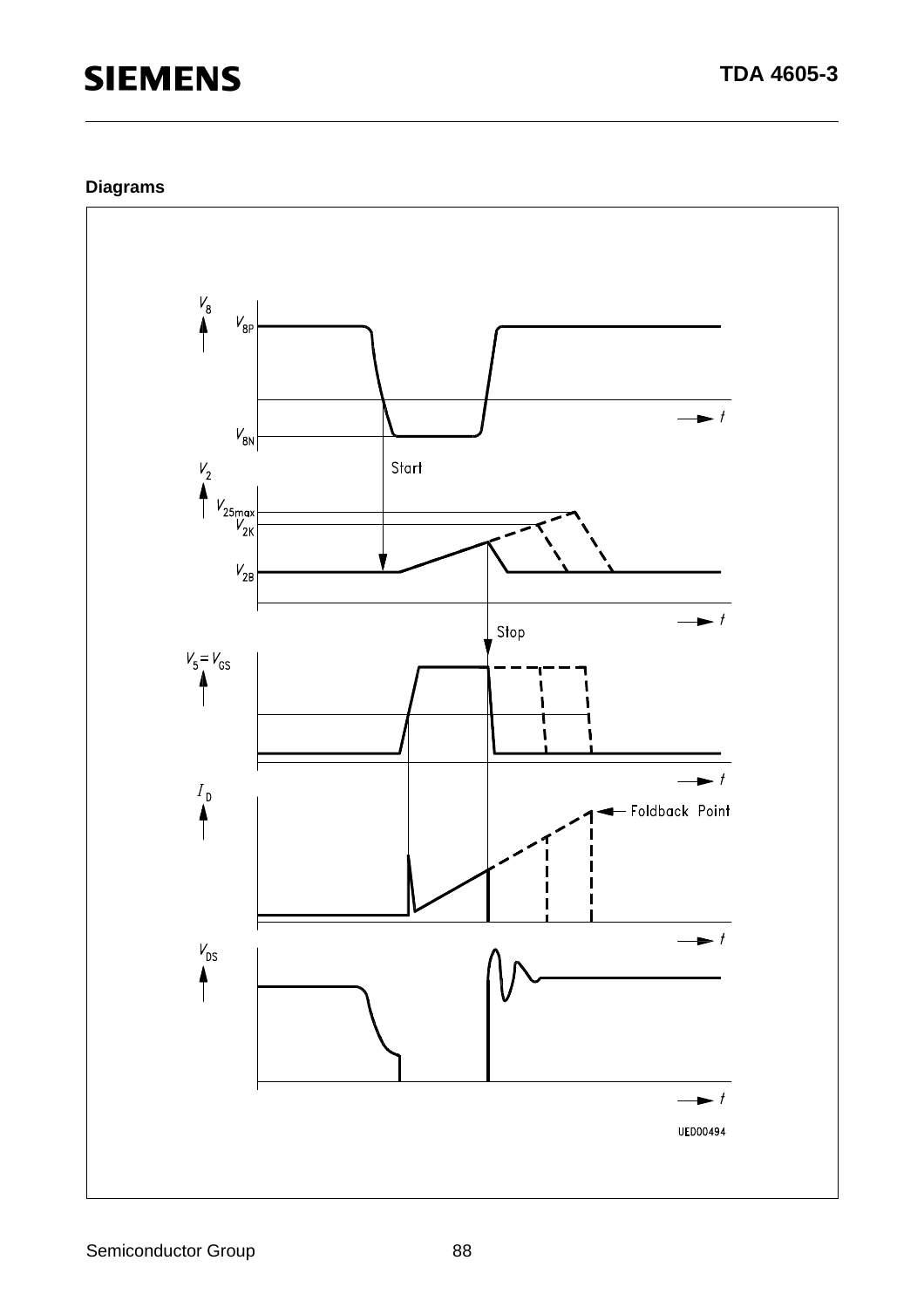**Diagrams**

$V_8$

$V_{8P}$

$V_{8N}$

Start

$V_2$

$V_{25max}$

$V_{2K}$

$V_{2B}$

Stop

$V_5 = V_{GS}$

$I_D$

Foldback Point

$V_{DS}$

$t$

UED00494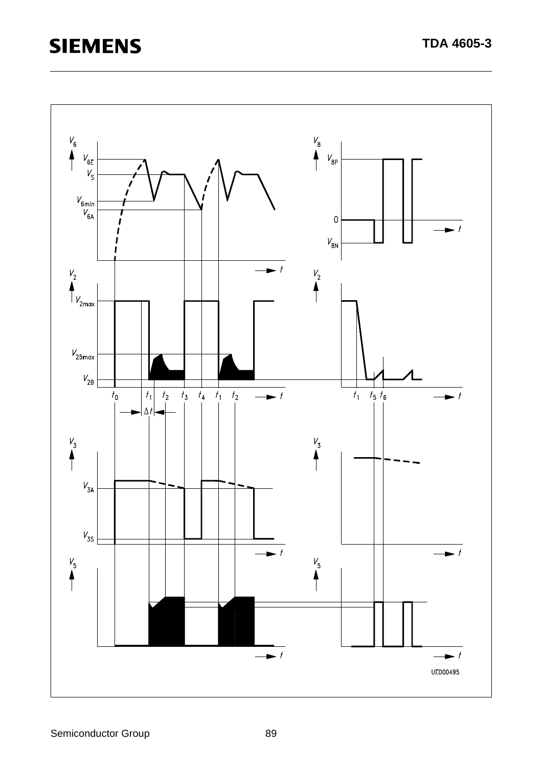$V_6$

$V_{6E}$

$V_S$

$V_{6min}$

$V_{6A}$

$V_8$

$V_{8P}$

0

$V_{8N}$

$V_2$

$V_{2max}$

$V_{25max}$

$V_{2B}$

$t_0$ $t_1$ $t_2$ $t_3$ $t_4$ $t_1$ $t_2$

$\Delta t$

$t_1$ $t_5$ $t_6$

$V_3$

$V_{3A}$

$V_{3S}$

$V_5$

UED00495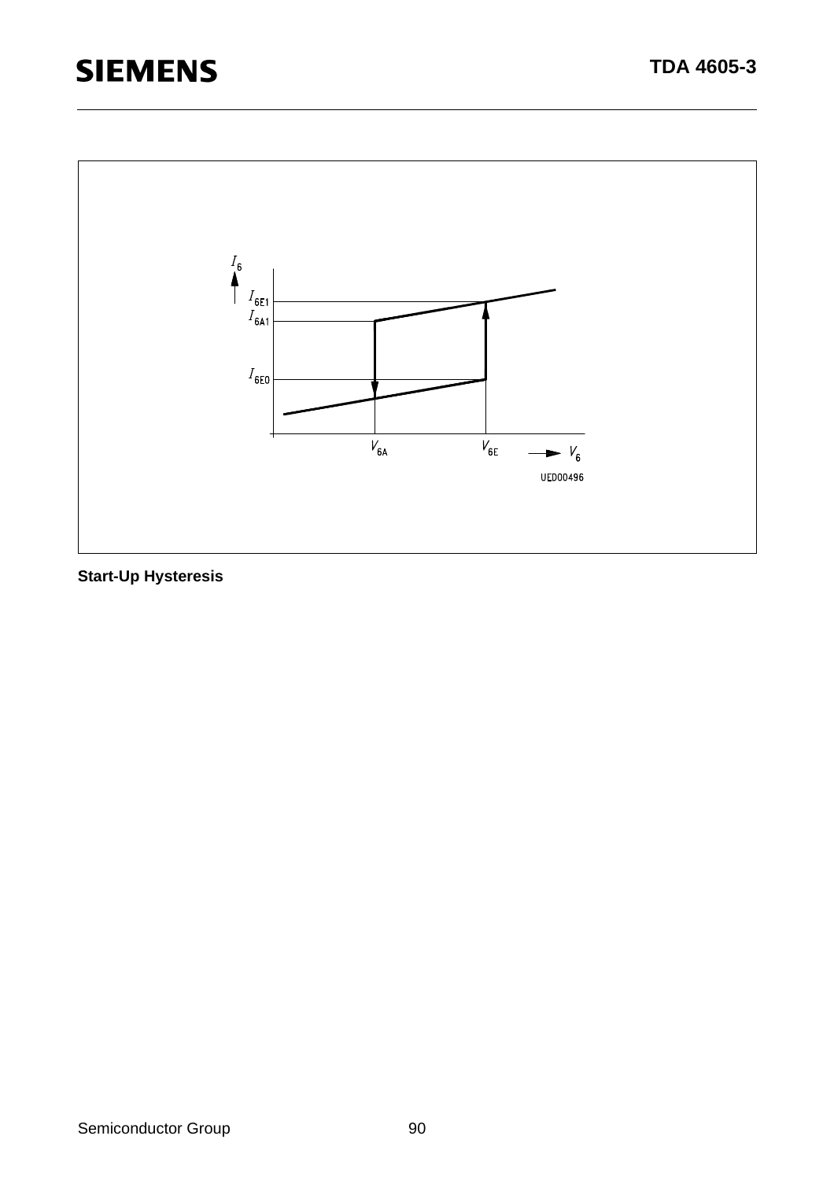**Start-Up Hysteresis**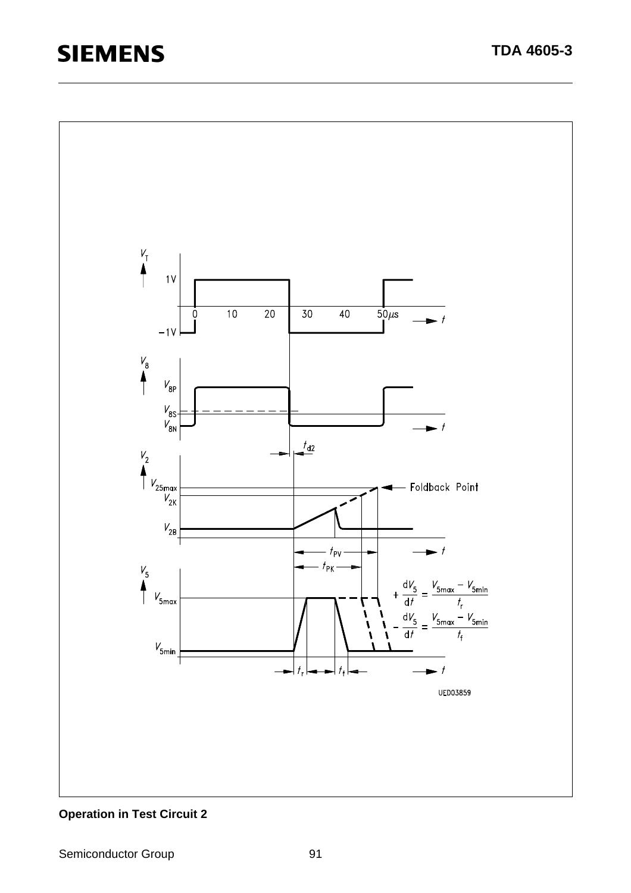**Operation in Test Circuit 2**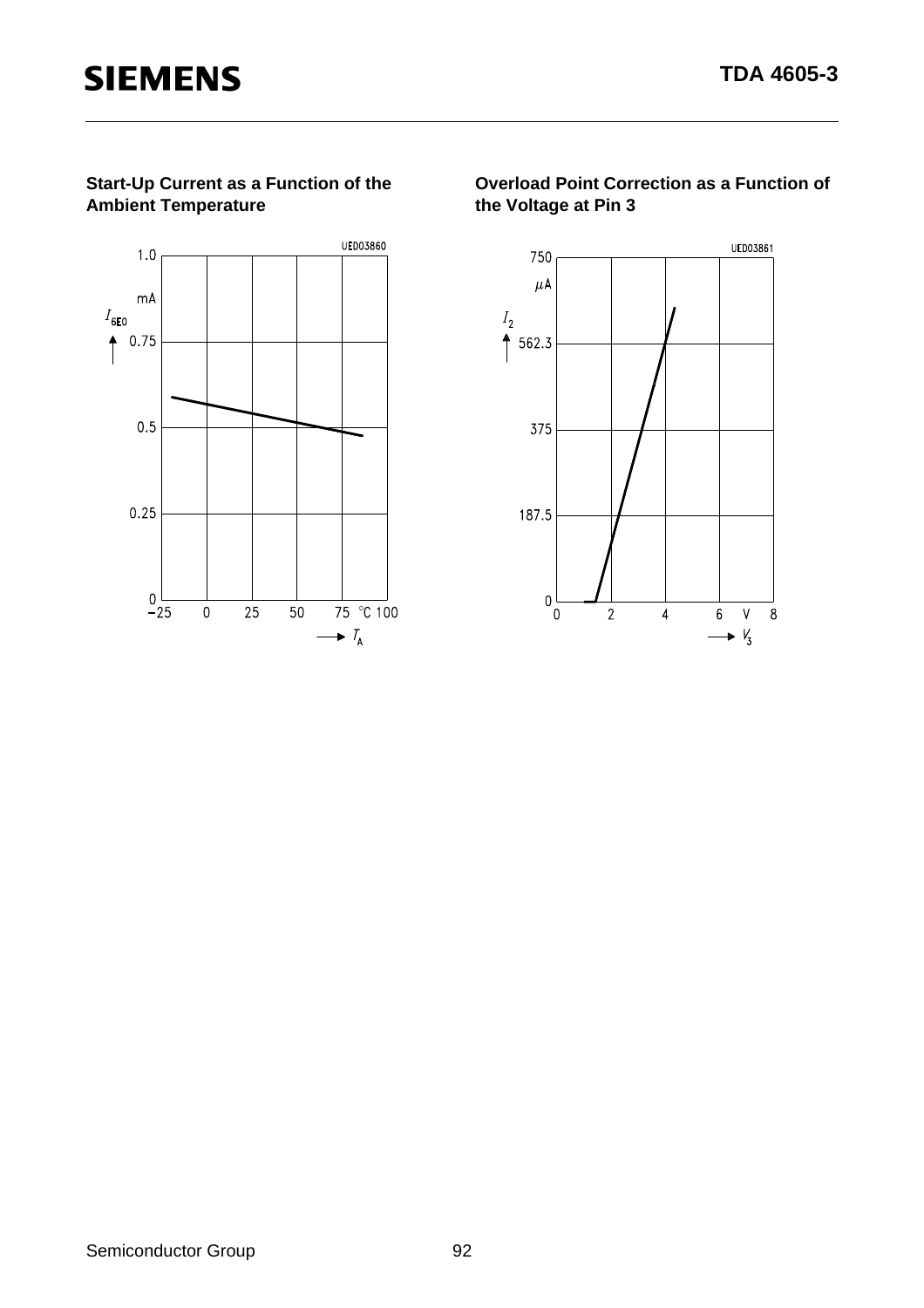### Start-Up Current as a Function of the Ambient Temperature

UED03860

$I_{6E0}$ (mA): 0, 0.25, 0.5, 0.75, 1.0

$T_A$ (°C): −25, 0, 25, 50, 75, 100

### Overload Point Correction as a Function of the Voltage at Pin 3

UED03861

$I_2$ (µA): 0, 187.5, 375, 562.3, 750

$V_3$ (V): 0, 2, 4, 6, 8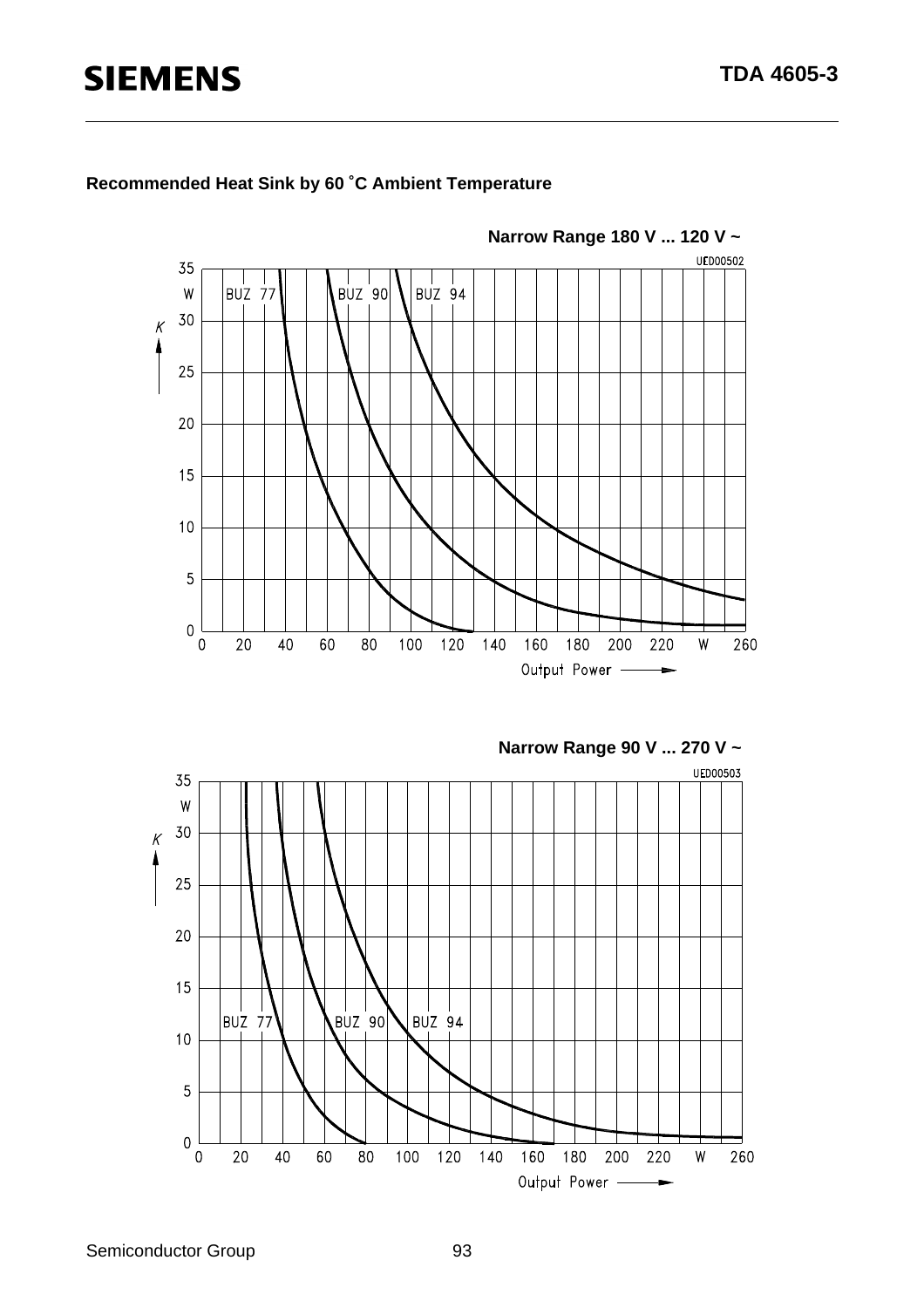## Recommended Heat Sink by 60 ˚C Ambient Temperature

**Narrow Range 180 V ... 120 V ~**

UED00502

35
W
K
30
25
20
15
10
5
0

BUZ 77
BUZ 90
BUZ 94

0 20 40 60 80 100 120 140 160 180 200 220 W 260

Output Power

**Narrow Range 90 V ... 270 V ~**

UED00503

35
W
K
30
25
20
15
10
5
0

BUZ 77
BUZ 90
BUZ 94

0 20 40 60 80 100 120 140 160 180 200 220 W 260

Output Power